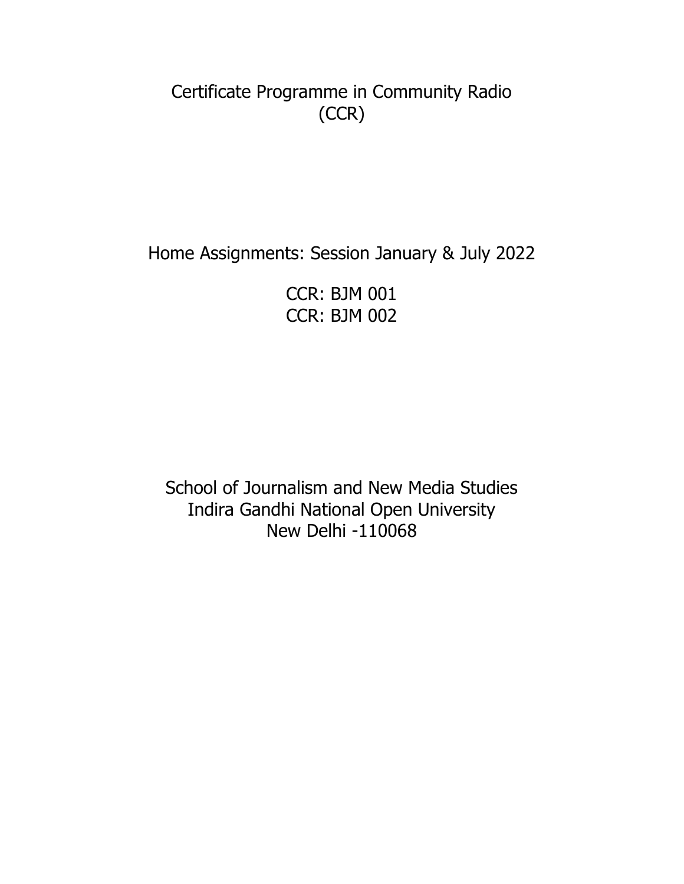# Certificate Programme in Community Radio (CCR)

## Home Assignments: Session January & July 2022

CCR: BJM 001
CCR: BJM 002

School of Journalism and New Media Studies
Indira Gandhi National Open University
New Delhi -110068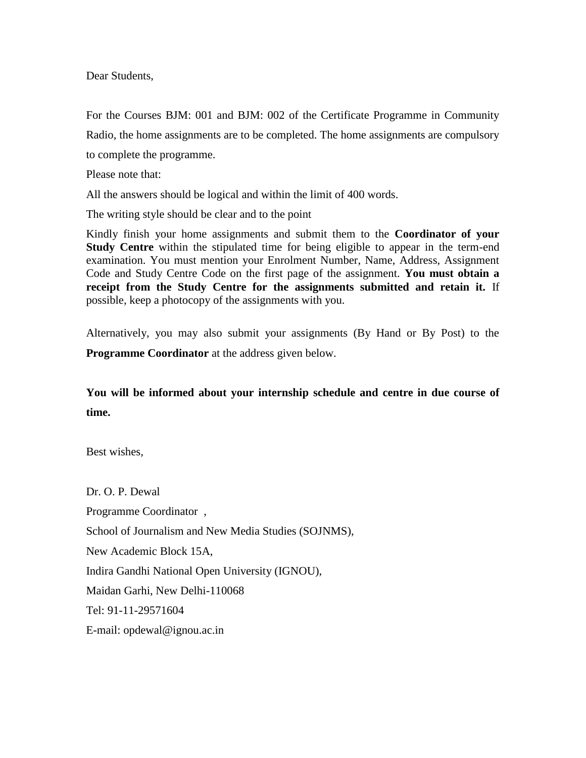Dear Students,

For the Courses BJM: 001 and BJM: 002 of the Certificate Programme in Community Radio, the home assignments are to be completed. The home assignments are compulsory to complete the programme.

Please note that:

All the answers should be logical and within the limit of 400 words.

The writing style should be clear and to the point

Kindly finish your home assignments and submit them to the **Coordinator of your Study Centre** within the stipulated time for being eligible to appear in the term-end examination. You must mention your Enrolment Number, Name, Address, Assignment Code and Study Centre Code on the first page of the assignment. **You must obtain a receipt from the Study Centre for the assignments submitted and retain it.** If possible, keep a photocopy of the assignments with you.

Alternatively, you may also submit your assignments (By Hand or By Post) to the **Programme Coordinator** at the address given below.

**You will be informed about your internship schedule and centre in due course of time.**

Best wishes,

Dr. O. P. Dewal

Programme Coordinator ,

School of Journalism and New Media Studies (SOJNMS),

New Academic Block 15A,

Indira Gandhi National Open University (IGNOU),

Maidan Garhi, New Delhi-110068

Tel: 91-11-29571604

E-mail: opdewal@ignou.ac.in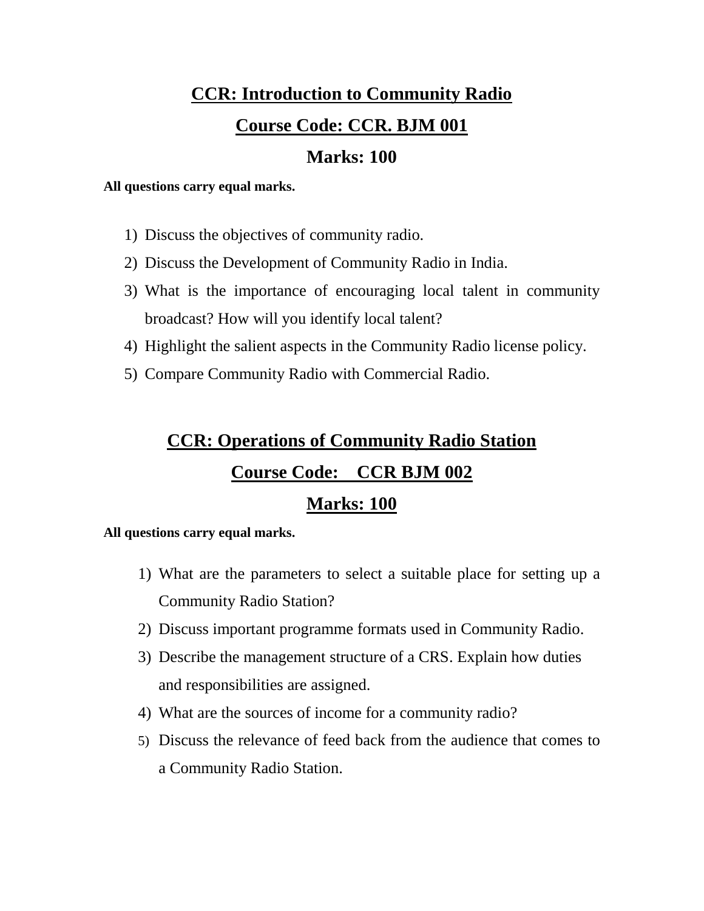## CCR: Introduction to Community Radio

## Course Code: CCR. BJM 001

## Marks: 100

**All questions carry equal marks.**

1) Discuss the objectives of community radio.
2) Discuss the Development of Community Radio in India.
3) What is the importance of encouraging local talent in community broadcast? How will you identify local talent?
4) Highlight the salient aspects in the Community Radio license policy.
5) Compare Community Radio with Commercial Radio.

## CCR: Operations of Community Radio Station

## Course Code: CCR BJM 002

## Marks: 100

**All questions carry equal marks.**

1) What are the parameters to select a suitable place for setting up a Community Radio Station?
2) Discuss important programme formats used in Community Radio.
3) Describe the management structure of a CRS. Explain how duties and responsibilities are assigned.
4) What are the sources of income for a community radio?
5) Discuss the relevance of feed back from the audience that comes to a Community Radio Station.